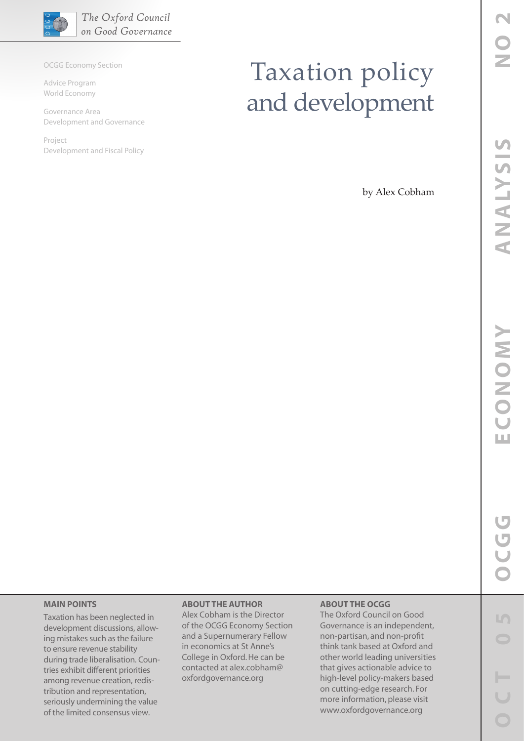*The Oxford Council on Good Governance*

OCGG Economy Section

Advice Program
World Economy

Governance Area
Development and Governance

Project
Development and Fiscal Policy

# Taxation policy and development

by Alex Cobham

OCGG ECONOMY ANALYSIS NO 2
OCT 05

**MAIN POINTS**

Taxation has been neglected in development discussions, allowing mistakes such as the failure to ensure revenue stability during trade liberalisation. Countries exhibit different priorities among revenue creation, redistribution and representation, seriously undermining the value of the limited consensus view.

**ABOUT THE AUTHOR**

Alex Cobham is the Director of the OCGG Economy Section and a Supernumerary Fellow in economics at St Anne's College in Oxford. He can be contacted at alex.cobham@oxfordgovernance.org

**ABOUT THE OCGG**

The Oxford Council on Good Governance is an independent, non-partisan, and non-profit think tank based at Oxford and other world leading universities that gives actionable advice to high-level policy-makers based on cutting-edge research. For more information, please visit www.oxfordgovernance.org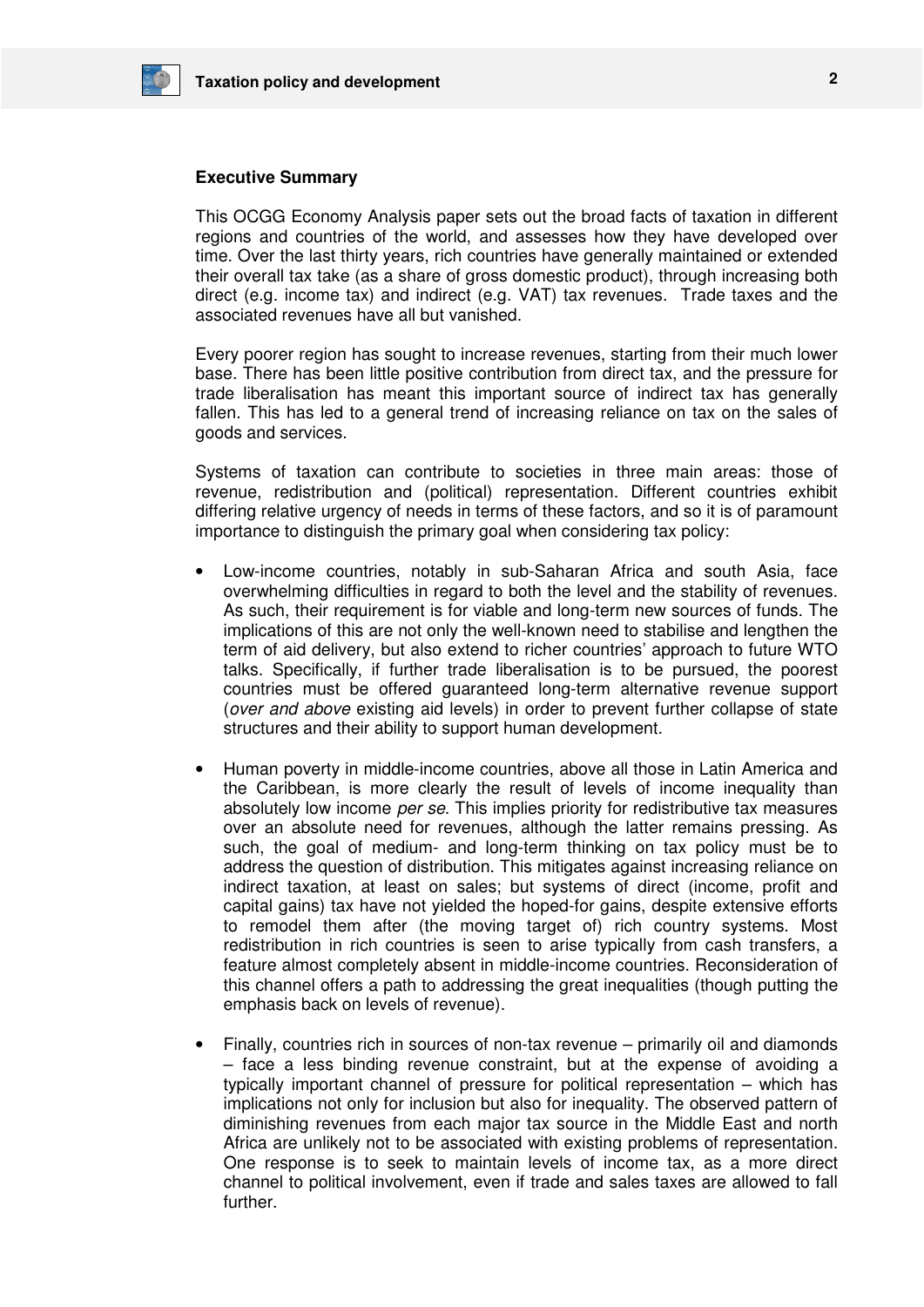## Executive Summary

This OCGG Economy Analysis paper sets out the broad facts of taxation in different regions and countries of the world, and assesses how they have developed over time. Over the last thirty years, rich countries have generally maintained or extended their overall tax take (as a share of gross domestic product), through increasing both direct (e.g. income tax) and indirect (e.g. VAT) tax revenues. Trade taxes and the associated revenues have all but vanished.

Every poorer region has sought to increase revenues, starting from their much lower base. There has been little positive contribution from direct tax, and the pressure for trade liberalisation has meant this important source of indirect tax has generally fallen. This has led to a general trend of increasing reliance on tax on the sales of goods and services.

Systems of taxation can contribute to societies in three main areas: those of revenue, redistribution and (political) representation. Different countries exhibit differing relative urgency of needs in terms of these factors, and so it is of paramount importance to distinguish the primary goal when considering tax policy:

- Low-income countries, notably in sub-Saharan Africa and south Asia, face overwhelming difficulties in regard to both the level and the stability of revenues. As such, their requirement is for viable and long-term new sources of funds. The implications of this are not only the well-known need to stabilise and lengthen the term of aid delivery, but also extend to richer countries' approach to future WTO talks. Specifically, if further trade liberalisation is to be pursued, the poorest countries must be offered guaranteed long-term alternative revenue support (*over and above* existing aid levels) in order to prevent further collapse of state structures and their ability to support human development.

- Human poverty in middle-income countries, above all those in Latin America and the Caribbean, is more clearly the result of levels of income inequality than absolutely low income *per se*. This implies priority for redistributive tax measures over an absolute need for revenues, although the latter remains pressing. As such, the goal of medium- and long-term thinking on tax policy must be to address the question of distribution. This mitigates against increasing reliance on indirect taxation, at least on sales; but systems of direct (income, profit and capital gains) tax have not yielded the hoped-for gains, despite extensive efforts to remodel them after (the moving target of) rich country systems. Most redistribution in rich countries is seen to arise typically from cash transfers, a feature almost completely absent in middle-income countries. Reconsideration of this channel offers a path to addressing the great inequalities (though putting the emphasis back on levels of revenue).

- Finally, countries rich in sources of non-tax revenue – primarily oil and diamonds – face a less binding revenue constraint, but at the expense of avoiding a typically important channel of pressure for political representation – which has implications not only for inclusion but also for inequality. The observed pattern of diminishing revenues from each major tax source in the Middle East and north Africa are unlikely not to be associated with existing problems of representation. One response is to seek to maintain levels of income tax, as a more direct channel to political involvement, even if trade and sales taxes are allowed to fall further.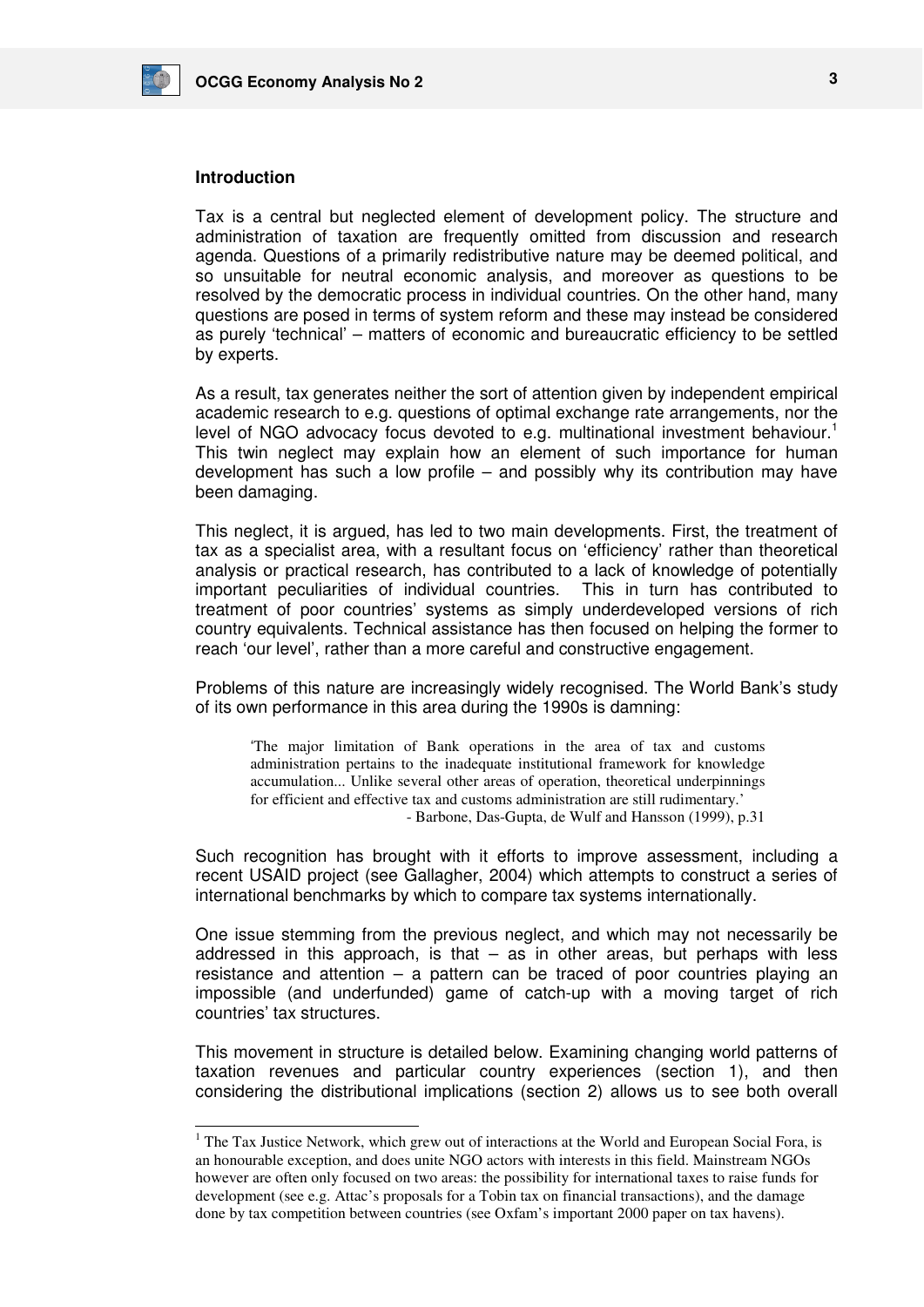## Introduction

Tax is a central but neglected element of development policy. The structure and administration of taxation are frequently omitted from discussion and research agenda. Questions of a primarily redistributive nature may be deemed political, and so unsuitable for neutral economic analysis, and moreover as questions to be resolved by the democratic process in individual countries. On the other hand, many questions are posed in terms of system reform and these may instead be considered as purely 'technical' – matters of economic and bureaucratic efficiency to be settled by experts.

As a result, tax generates neither the sort of attention given by independent empirical academic research to e.g. questions of optimal exchange rate arrangements, nor the level of NGO advocacy focus devoted to e.g. multinational investment behaviour.[1] This twin neglect may explain how an element of such importance for human development has such a low profile – and possibly why its contribution may have been damaging.

This neglect, it is argued, has led to two main developments. First, the treatment of tax as a specialist area, with a resultant focus on 'efficiency' rather than theoretical analysis or practical research, has contributed to a lack of knowledge of potentially important peculiarities of individual countries. This in turn has contributed to treatment of poor countries' systems as simply underdeveloped versions of rich country equivalents. Technical assistance has then focused on helping the former to reach 'our level', rather than a more careful and constructive engagement.

Problems of this nature are increasingly widely recognised. The World Bank's study of its own performance in this area during the 1990s is damning:

> 'The major limitation of Bank operations in the area of tax and customs administration pertains to the inadequate institutional framework for knowledge accumulation... Unlike several other areas of operation, theoretical underpinnings for efficient and effective tax and customs administration are still rudimentary.'
>
> \- Barbone, Das-Gupta, de Wulf and Hansson (1999), p.31

Such recognition has brought with it efforts to improve assessment, including a recent USAID project (see Gallagher, 2004) which attempts to construct a series of international benchmarks by which to compare tax systems internationally.

One issue stemming from the previous neglect, and which may not necessarily be addressed in this approach, is that – as in other areas, but perhaps with less resistance and attention – a pattern can be traced of poor countries playing an impossible (and underfunded) game of catch-up with a moving target of rich countries' tax structures.

This movement in structure is detailed below. Examining changing world patterns of taxation revenues and particular country experiences (section 1), and then considering the distributional implications (section 2) allows us to see both overall

---

[1] The Tax Justice Network, which grew out of interactions at the World and European Social Fora, is an honourable exception, and does unite NGO actors with interests in this field. Mainstream NGOs however are often only focused on two areas: the possibility for international taxes to raise funds for development (see e.g. Attac's proposals for a Tobin tax on financial transactions), and the damage done by tax competition between countries (see Oxfam's important 2000 paper on tax havens).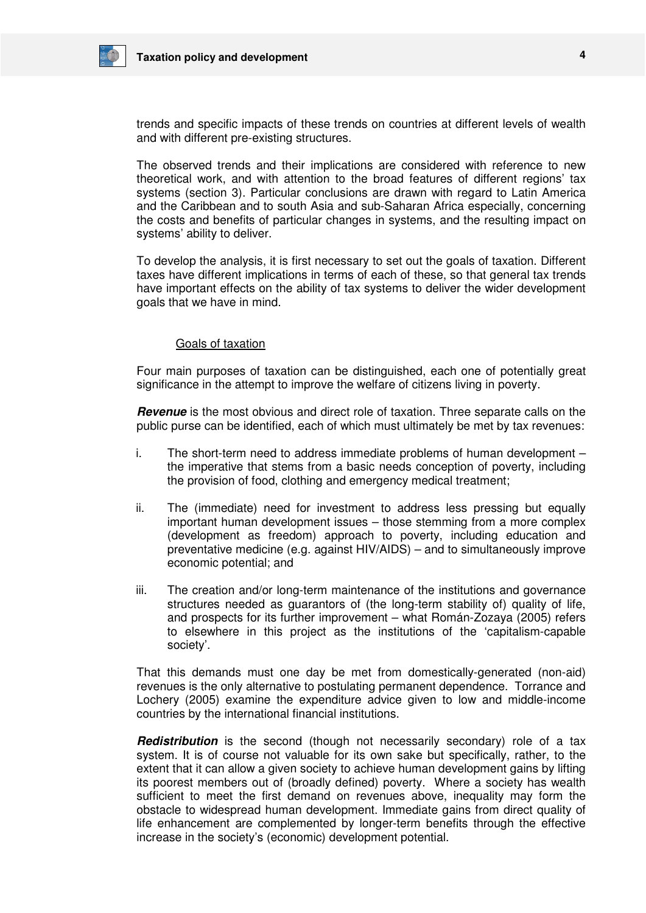trends and specific impacts of these trends on countries at different levels of wealth and with different pre-existing structures.

The observed trends and their implications are considered with reference to new theoretical work, and with attention to the broad features of different regions' tax systems (section 3). Particular conclusions are drawn with regard to Latin America and the Caribbean and to south Asia and sub-Saharan Africa especially, concerning the costs and benefits of particular changes in systems, and the resulting impact on systems' ability to deliver.

To develop the analysis, it is first necessary to set out the goals of taxation. Different taxes have different implications in terms of each of these, so that general tax trends have important effects on the ability of tax systems to deliver the wider development goals that we have in mind.

### Goals of taxation

Four main purposes of taxation can be distinguished, each one of potentially great significance in the attempt to improve the welfare of citizens living in poverty.

***Revenue*** is the most obvious and direct role of taxation. Three separate calls on the public purse can be identified, each of which must ultimately be met by tax revenues:

i. The short-term need to address immediate problems of human development – the imperative that stems from a basic needs conception of poverty, including the provision of food, clothing and emergency medical treatment;

ii. The (immediate) need for investment to address less pressing but equally important human development issues – those stemming from a more complex (development as freedom) approach to poverty, including education and preventative medicine (e.g. against HIV/AIDS) – and to simultaneously improve economic potential; and

iii. The creation and/or long-term maintenance of the institutions and governance structures needed as guarantors of (the long-term stability of) quality of life, and prospects for its further improvement – what Román-Zozaya (2005) refers to elsewhere in this project as the institutions of the 'capitalism-capable society'.

That this demands must one day be met from domestically-generated (non-aid) revenues is the only alternative to postulating permanent dependence. Torrance and Lochery (2005) examine the expenditure advice given to low and middle-income countries by the international financial institutions.

***Redistribution*** is the second (though not necessarily secondary) role of a tax system. It is of course not valuable for its own sake but specifically, rather, to the extent that it can allow a given society to achieve human development gains by lifting its poorest members out of (broadly defined) poverty. Where a society has wealth sufficient to meet the first demand on revenues above, inequality may form the obstacle to widespread human development. Immediate gains from direct quality of life enhancement are complemented by longer-term benefits through the effective increase in the society's (economic) development potential.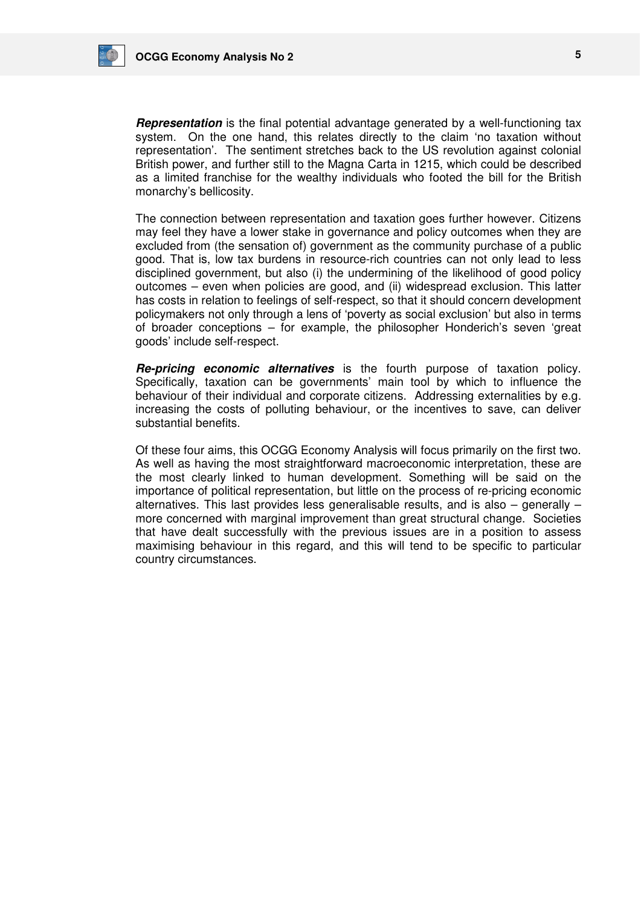***Representation*** is the final potential advantage generated by a well-functioning tax system. On the one hand, this relates directly to the claim 'no taxation without representation'. The sentiment stretches back to the US revolution against colonial British power, and further still to the Magna Carta in 1215, which could be described as a limited franchise for the wealthy individuals who footed the bill for the British monarchy's bellicosity.

The connection between representation and taxation goes further however. Citizens may feel they have a lower stake in governance and policy outcomes when they are excluded from (the sensation of) government as the community purchase of a public good. That is, low tax burdens in resource-rich countries can not only lead to less disciplined government, but also (i) the undermining of the likelihood of good policy outcomes – even when policies are good, and (ii) widespread exclusion. This latter has costs in relation to feelings of self-respect, so that it should concern development policymakers not only through a lens of 'poverty as social exclusion' but also in terms of broader conceptions – for example, the philosopher Honderich's seven 'great goods' include self-respect.

***Re-pricing economic alternatives*** is the fourth purpose of taxation policy. Specifically, taxation can be governments' main tool by which to influence the behaviour of their individual and corporate citizens. Addressing externalities by e.g. increasing the costs of polluting behaviour, or the incentives to save, can deliver substantial benefits.

Of these four aims, this OCGG Economy Analysis will focus primarily on the first two. As well as having the most straightforward macroeconomic interpretation, these are the most clearly linked to human development. Something will be said on the importance of political representation, but little on the process of re-pricing economic alternatives. This last provides less generalisable results, and is also – generally – more concerned with marginal improvement than great structural change. Societies that have dealt successfully with the previous issues are in a position to assess maximising behaviour in this regard, and this will tend to be specific to particular country circumstances.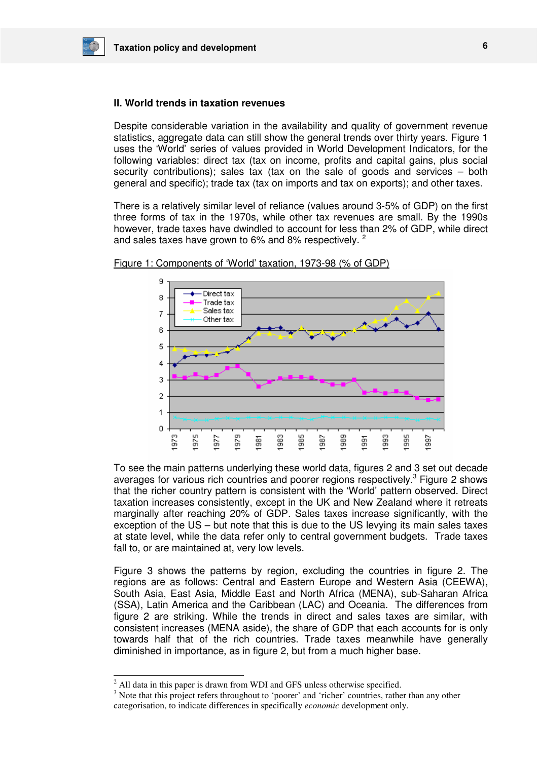## II. World trends in taxation revenues

Despite considerable variation in the availability and quality of government revenue statistics, aggregate data can still show the general trends over thirty years. Figure 1 uses the 'World' series of values provided in World Development Indicators, for the following variables: direct tax (tax on income, profits and capital gains, plus social security contributions); sales tax (tax on the sale of goods and services – both general and specific); trade tax (tax on imports and tax on exports); and other taxes.

There is a relatively similar level of reliance (values around 3-5% of GDP) on the first three forms of tax in the 1970s, while other tax revenues are small. By the 1990s however, trade taxes have dwindled to account for less than 2% of GDP, while direct and sales taxes have grown to 6% and 8% respectively. [2]

Figure 1: Components of 'World' taxation, 1973-98 (% of GDP)

To see the main patterns underlying these world data, figures 2 and 3 set out decade averages for various rich countries and poorer regions respectively.[3] Figure 2 shows that the richer country pattern is consistent with the 'World' pattern observed. Direct taxation increases consistently, except in the UK and New Zealand where it retreats marginally after reaching 20% of GDP. Sales taxes increase significantly, with the exception of the US – but note that this is due to the US levying its main sales taxes at state level, while the data refer only to central government budgets. Trade taxes fall to, or are maintained at, very low levels.

Figure 3 shows the patterns by region, excluding the countries in figure 2. The regions are as follows: Central and Eastern Europe and Western Asia (CEEWA), South Asia, East Asia, Middle East and North Africa (MENA), sub-Saharan Africa (SSA), Latin America and the Caribbean (LAC) and Oceania. The differences from figure 2 are striking. While the trends in direct and sales taxes are similar, with consistent increases (MENA aside), the share of GDP that each accounts for is only towards half that of the rich countries. Trade taxes meanwhile have generally diminished in importance, as in figure 2, but from a much higher base.

---

[2] All data in this paper is drawn from WDI and GFS unless otherwise specified.

[3] Note that this project refers throughout to 'poorer' and 'richer' countries, rather than any other categorisation, to indicate differences in specifically *economic* development only.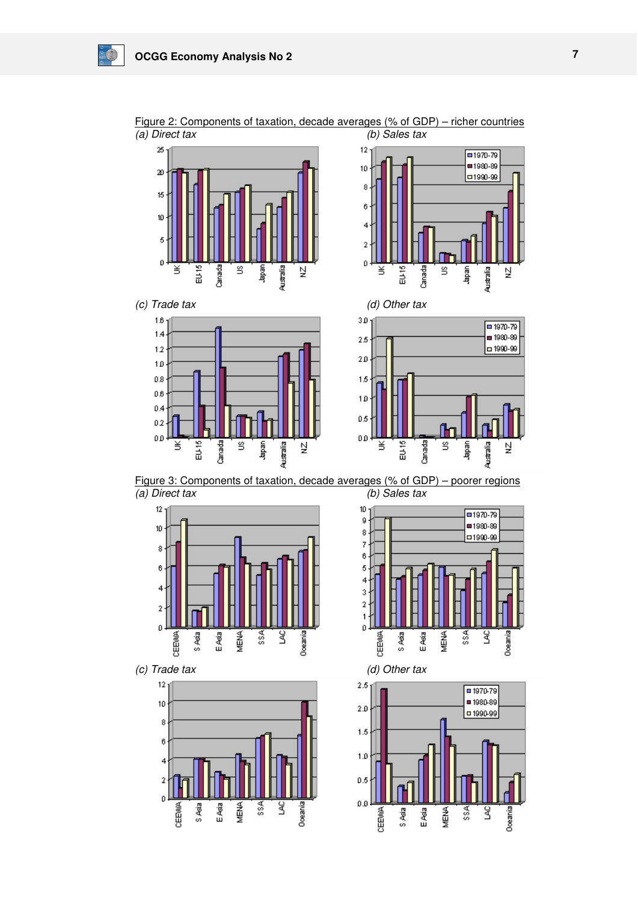Figure 2: Components of taxation, decade averages (% of GDP) – richer countries

*(a) Direct tax*

*(b) Sales tax*

*(c) Trade tax*

*(d) Other tax*

Figure 3: Components of taxation, decade averages (% of GDP) – poorer regions

*(a) Direct tax*

*(b) Sales tax*

*(c) Trade tax*

*(d) Other tax*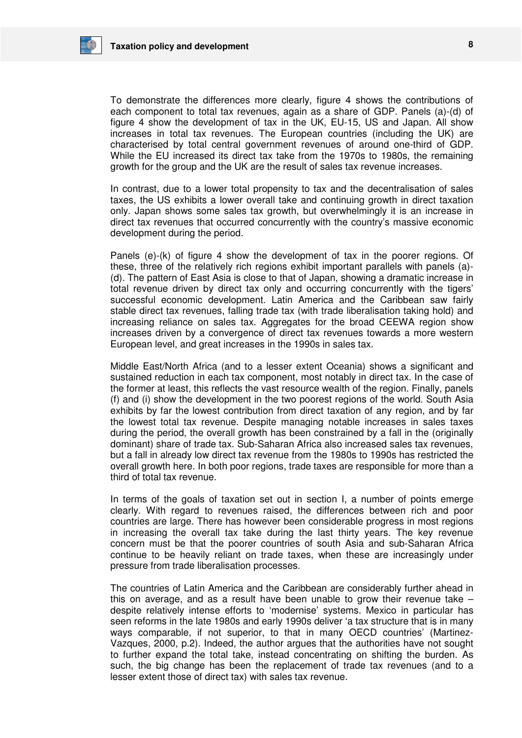To demonstrate the differences more clearly, figure 4 shows the contributions of each component to total tax revenues, again as a share of GDP. Panels (a)-(d) of figure 4 show the development of tax in the UK, EU-15, US and Japan. All show increases in total tax revenues. The European countries (including the UK) are characterised by total central government revenues of around one-third of GDP. While the EU increased its direct tax take from the 1970s to 1980s, the remaining growth for the group and the UK are the result of sales tax revenue increases.

In contrast, due to a lower total propensity to tax and the decentralisation of sales taxes, the US exhibits a lower overall take and continuing growth in direct taxation only. Japan shows some sales tax growth, but overwhelmingly it is an increase in direct tax revenues that occurred concurrently with the country's massive economic development during the period.

Panels (e)-(k) of figure 4 show the development of tax in the poorer regions. Of these, three of the relatively rich regions exhibit important parallels with panels (a)-(d). The pattern of East Asia is close to that of Japan, showing a dramatic increase in total revenue driven by direct tax only and occurring concurrently with the tigers' successful economic development. Latin America and the Caribbean saw fairly stable direct tax revenues, falling trade tax (with trade liberalisation taking hold) and increasing reliance on sales tax. Aggregates for the broad CEEWA region show increases driven by a convergence of direct tax revenues towards a more western European level, and great increases in the 1990s in sales tax.

Middle East/North Africa (and to a lesser extent Oceania) shows a significant and sustained reduction in each tax component, most notably in direct tax. In the case of the former at least, this reflects the vast resource wealth of the region. Finally, panels (f) and (i) show the development in the two poorest regions of the world. South Asia exhibits by far the lowest contribution from direct taxation of any region, and by far the lowest total tax revenue. Despite managing notable increases in sales taxes during the period, the overall growth has been constrained by a fall in the (originally dominant) share of trade tax. Sub-Saharan Africa also increased sales tax revenues, but a fall in already low direct tax revenue from the 1980s to 1990s has restricted the overall growth here. In both poor regions, trade taxes are responsible for more than a third of total tax revenue.

In terms of the goals of taxation set out in section I, a number of points emerge clearly. With regard to revenues raised, the differences between rich and poor countries are large. There has however been considerable progress in most regions in increasing the overall tax take during the last thirty years. The key revenue concern must be that the poorer countries of south Asia and sub-Saharan Africa continue to be heavily reliant on trade taxes, when these are increasingly under pressure from trade liberalisation processes.

The countries of Latin America and the Caribbean are considerably further ahead in this on average, and as a result have been unable to grow their revenue take – despite relatively intense efforts to 'modernise' systems. Mexico in particular has seen reforms in the late 1980s and early 1990s deliver 'a tax structure that is in many ways comparable, if not superior, to that in many OECD countries' (Martinez-Vazques, 2000, p.2). Indeed, the author argues that the authorities have not sought to further expand the total take, instead concentrating on shifting the burden. As such, the big change has been the replacement of trade tax revenues (and to a lesser extent those of direct tax) with sales tax revenue.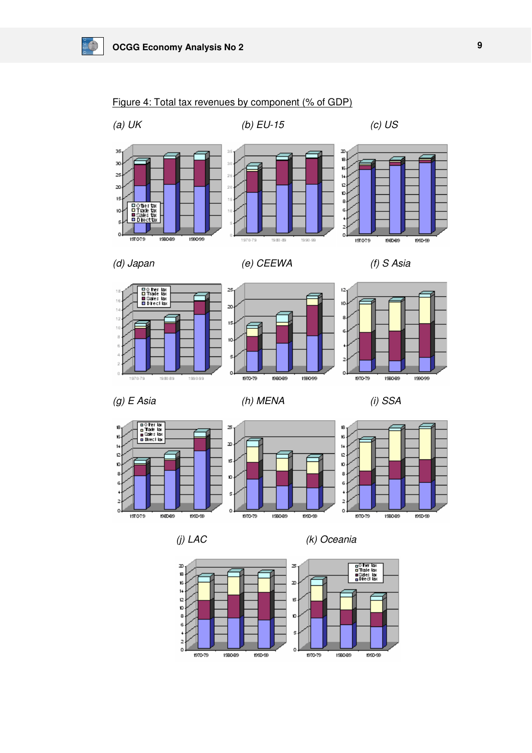Figure 4: Total tax revenues by component (% of GDP)

*(a) UK*

*(b) EU-15*

*(c) US*

*(d) Japan*

*(e) CEEWA*

*(f) S Asia*

*(g) E Asia*

*(h) MENA*

*(i) SSA*

*(j) LAC*

*(k) Oceania*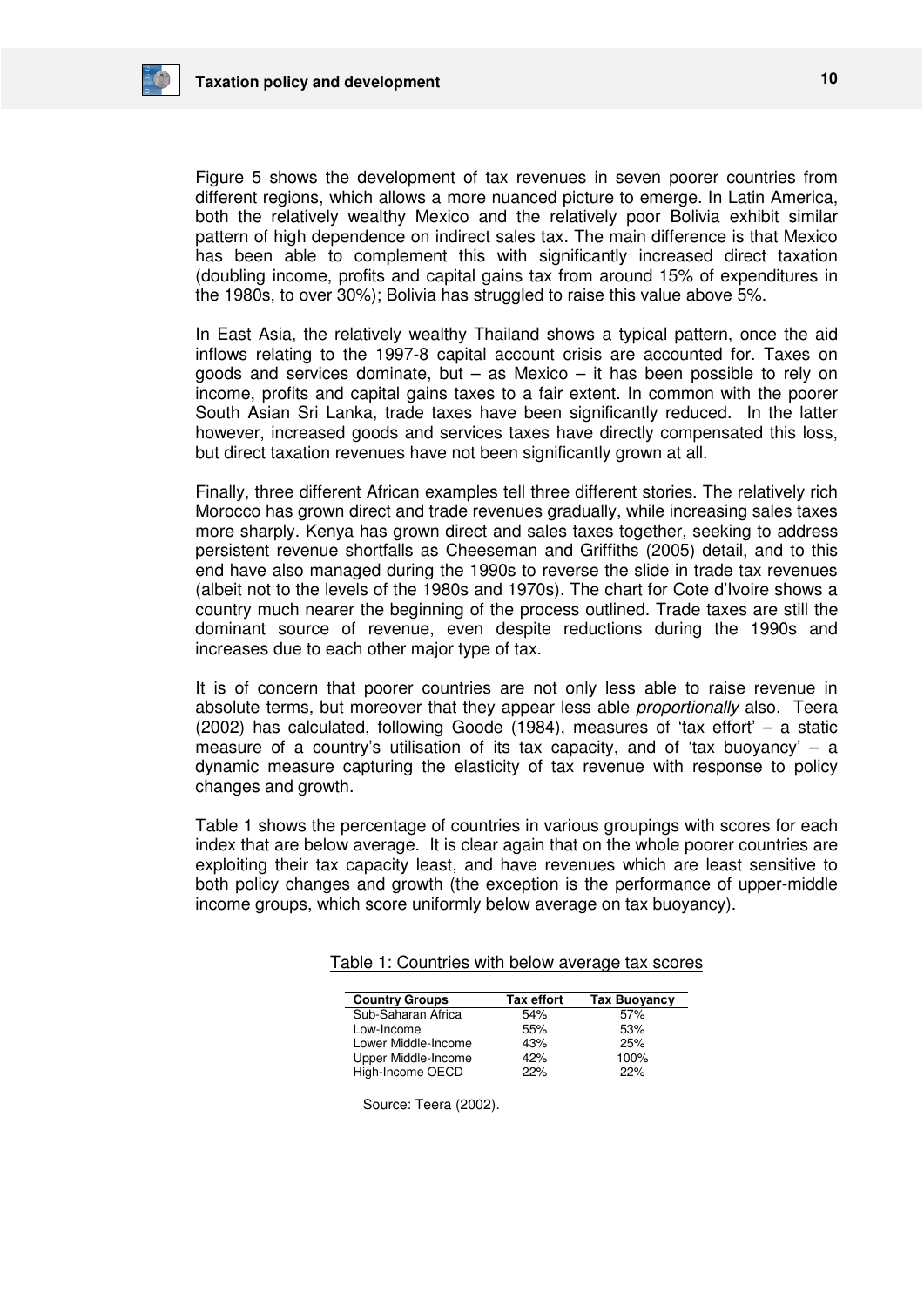Figure 5 shows the development of tax revenues in seven poorer countries from different regions, which allows a more nuanced picture to emerge. In Latin America, both the relatively wealthy Mexico and the relatively poor Bolivia exhibit similar pattern of high dependence on indirect sales tax. The main difference is that Mexico has been able to complement this with significantly increased direct taxation (doubling income, profits and capital gains tax from around 15% of expenditures in the 1980s, to over 30%); Bolivia has struggled to raise this value above 5%.

In East Asia, the relatively wealthy Thailand shows a typical pattern, once the aid inflows relating to the 1997-8 capital account crisis are accounted for. Taxes on goods and services dominate, but – as Mexico – it has been possible to rely on income, profits and capital gains taxes to a fair extent. In common with the poorer South Asian Sri Lanka, trade taxes have been significantly reduced. In the latter however, increased goods and services taxes have directly compensated this loss, but direct taxation revenues have not been significantly grown at all.

Finally, three different African examples tell three different stories. The relatively rich Morocco has grown direct and trade revenues gradually, while increasing sales taxes more sharply. Kenya has grown direct and sales taxes together, seeking to address persistent revenue shortfalls as Cheeseman and Griffiths (2005) detail, and to this end have also managed during the 1990s to reverse the slide in trade tax revenues (albeit not to the levels of the 1980s and 1970s). The chart for Cote d'Ivoire shows a country much nearer the beginning of the process outlined. Trade taxes are still the dominant source of revenue, even despite reductions during the 1990s and increases due to each other major type of tax.

It is of concern that poorer countries are not only less able to raise revenue in absolute terms, but moreover that they appear less able *proportionally* also. Teera (2002) has calculated, following Goode (1984), measures of 'tax effort' – a static measure of a country's utilisation of its tax capacity, and of 'tax buoyancy' – a dynamic measure capturing the elasticity of tax revenue with response to policy changes and growth.

Table 1 shows the percentage of countries in various groupings with scores for each index that are below average. It is clear again that on the whole poorer countries are exploiting their tax capacity least, and have revenues which are least sensitive to both policy changes and growth (the exception is the performance of upper-middle income groups, which score uniformly below average on tax buoyancy).

Table 1: Countries with below average tax scores

| Country Groups | Tax effort | Tax Buoyancy |
|---|---|---|
| Sub-Saharan Africa | 54% | 57% |
| Low-Income | 55% | 53% |
| Lower Middle-Income | 43% | 25% |
| Upper Middle-Income | 42% | 100% |
| High-Income OECD | 22% | 22% |

Source: Teera (2002).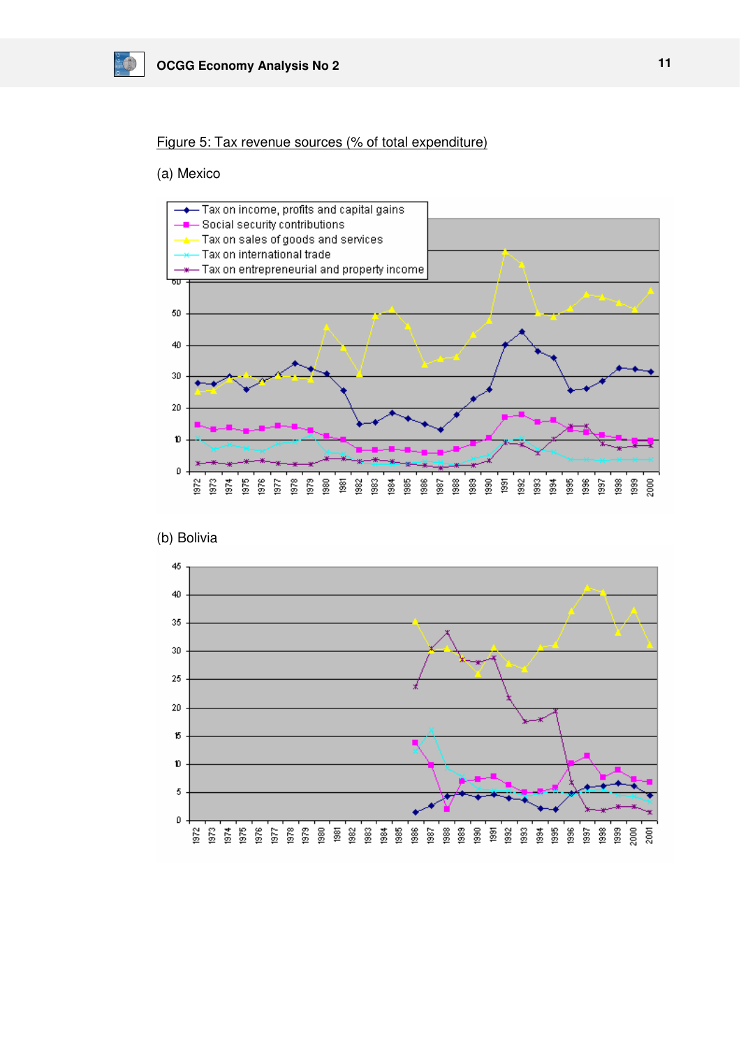Figure 5: Tax revenue sources (% of total expenditure)

(a) Mexico

(b) Bolivia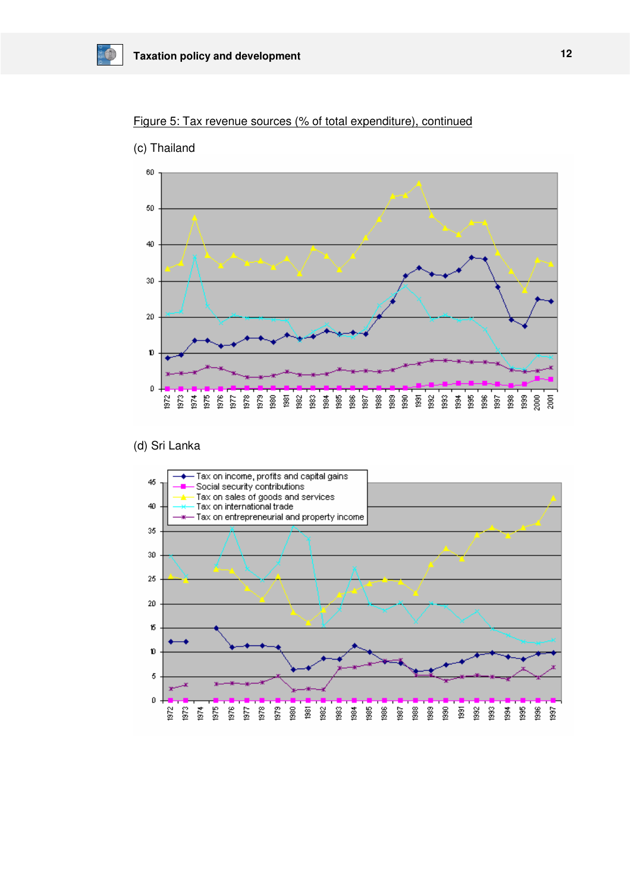Figure 5: Tax revenue sources (% of total expenditure), continued

(c) Thailand

(d) Sri Lanka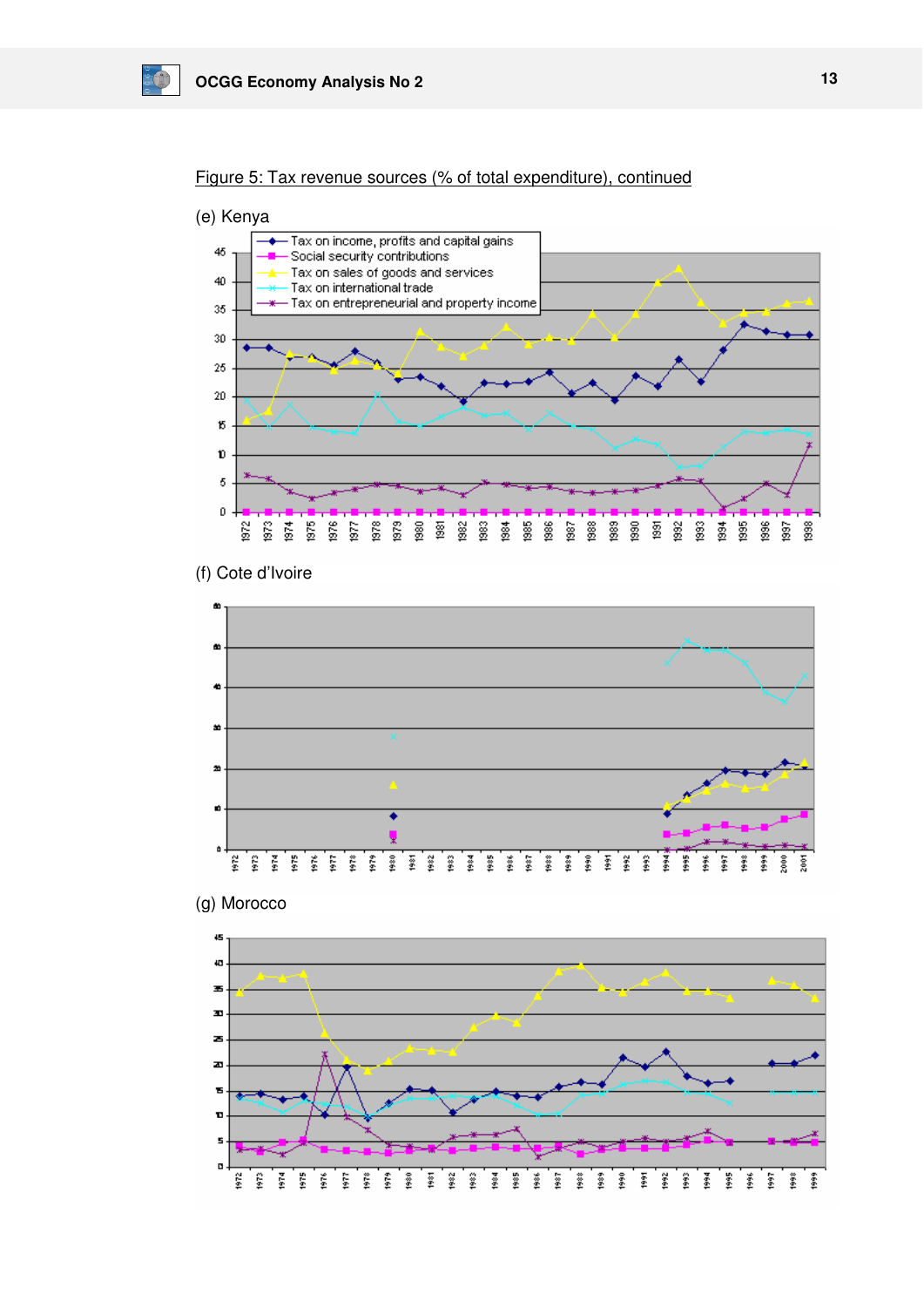Figure 5: Tax revenue sources (% of total expenditure), continued

(e) Kenya

(f) Cote d'Ivoire

(g) Morocco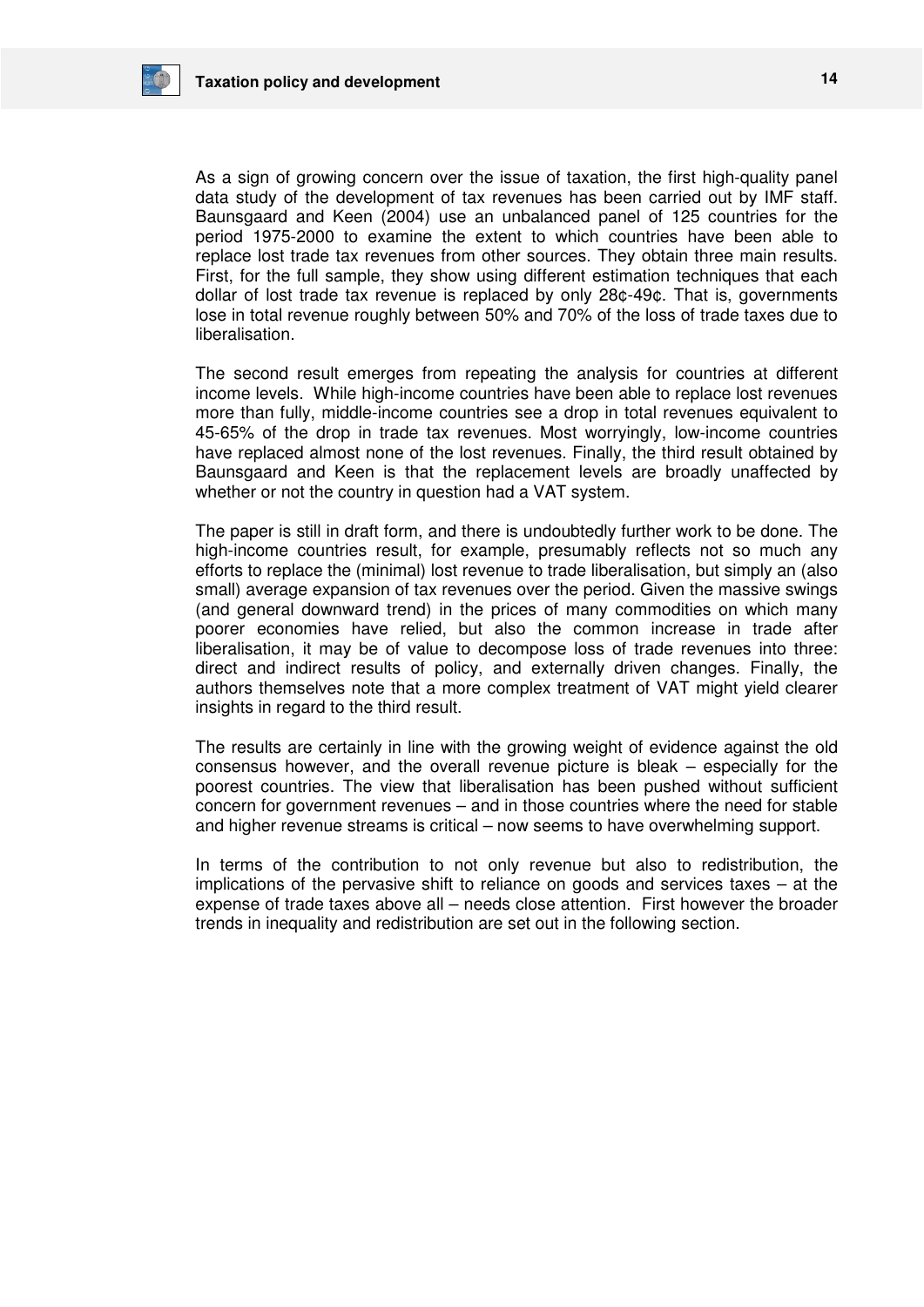As a sign of growing concern over the issue of taxation, the first high-quality panel data study of the development of tax revenues has been carried out by IMF staff. Baunsgaard and Keen (2004) use an unbalanced panel of 125 countries for the period 1975-2000 to examine the extent to which countries have been able to replace lost trade tax revenues from other sources. They obtain three main results. First, for the full sample, they show using different estimation techniques that each dollar of lost trade tax revenue is replaced by only 28¢-49¢. That is, governments lose in total revenue roughly between 50% and 70% of the loss of trade taxes due to liberalisation.

The second result emerges from repeating the analysis for countries at different income levels. While high-income countries have been able to replace lost revenues more than fully, middle-income countries see a drop in total revenues equivalent to 45-65% of the drop in trade tax revenues. Most worryingly, low-income countries have replaced almost none of the lost revenues. Finally, the third result obtained by Baunsgaard and Keen is that the replacement levels are broadly unaffected by whether or not the country in question had a VAT system.

The paper is still in draft form, and there is undoubtedly further work to be done. The high-income countries result, for example, presumably reflects not so much any efforts to replace the (minimal) lost revenue to trade liberalisation, but simply an (also small) average expansion of tax revenues over the period. Given the massive swings (and general downward trend) in the prices of many commodities on which many poorer economies have relied, but also the common increase in trade after liberalisation, it may be of value to decompose loss of trade revenues into three: direct and indirect results of policy, and externally driven changes. Finally, the authors themselves note that a more complex treatment of VAT might yield clearer insights in regard to the third result.

The results are certainly in line with the growing weight of evidence against the old consensus however, and the overall revenue picture is bleak – especially for the poorest countries. The view that liberalisation has been pushed without sufficient concern for government revenues – and in those countries where the need for stable and higher revenue streams is critical – now seems to have overwhelming support.

In terms of the contribution to not only revenue but also to redistribution, the implications of the pervasive shift to reliance on goods and services taxes – at the expense of trade taxes above all – needs close attention. First however the broader trends in inequality and redistribution are set out in the following section.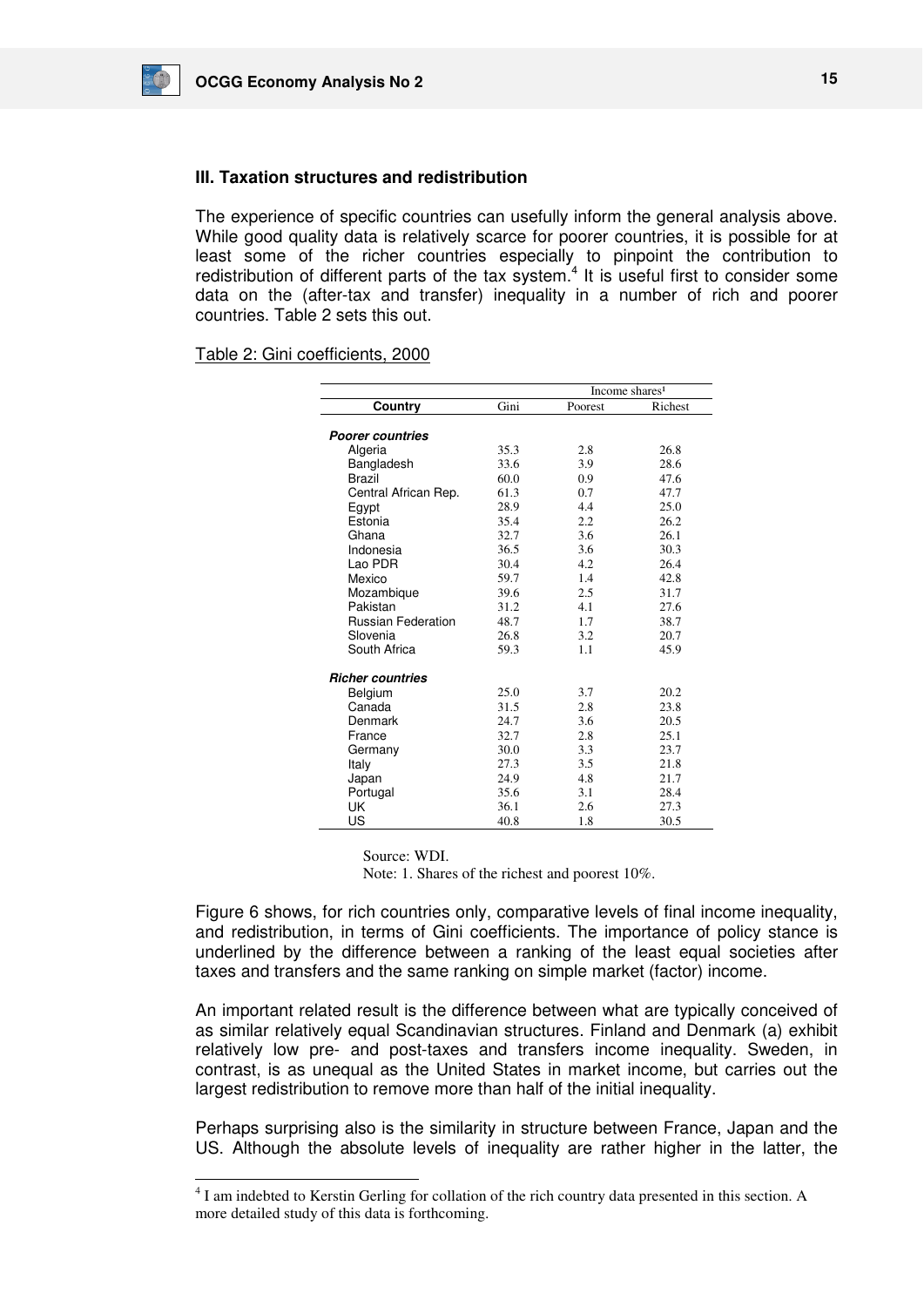### III. Taxation structures and redistribution

The experience of specific countries can usefully inform the general analysis above. While good quality data is relatively scarce for poorer countries, it is possible for at least some of the richer countries especially to pinpoint the contribution to redistribution of different parts of the tax system.[4] It is useful first to consider some data on the (after-tax and transfer) inequality in a number of rich and poorer countries. Table 2 sets this out.

Table 2: Gini coefficients, 2000

| Country | Gini | Income shares[1] | |
|---|---|---|---|
| | | Poorest | Richest |
| ***Poorer countries*** | | | |
| Algeria | 35.3 | 2.8 | 26.8 |
| Bangladesh | 33.6 | 3.9 | 28.6 |
| Brazil | 60.0 | 0.9 | 47.6 |
| Central African Rep. | 61.3 | 0.7 | 47.7 |
| Egypt | 28.9 | 4.4 | 25.0 |
| Estonia | 35.4 | 2.2 | 26.2 |
| Ghana | 32.7 | 3.6 | 26.1 |
| Indonesia | 36.5 | 3.6 | 30.3 |
| Lao PDR | 30.4 | 4.2 | 26.4 |
| Mexico | 59.7 | 1.4 | 42.8 |
| Mozambique | 39.6 | 2.5 | 31.7 |
| Pakistan | 31.2 | 4.1 | 27.6 |
| Russian Federation | 48.7 | 1.7 | 38.7 |
| Slovenia | 26.8 | 3.2 | 20.7 |
| South Africa | 59.3 | 1.1 | 45.9 |
| ***Richer countries*** | | | |
| Belgium | 25.0 | 3.7 | 20.2 |
| Canada | 31.5 | 2.8 | 23.8 |
| Denmark | 24.7 | 3.6 | 20.5 |
| France | 32.7 | 2.8 | 25.1 |
| Germany | 30.0 | 3.3 | 23.7 |
| Italy | 27.3 | 3.5 | 21.8 |
| Japan | 24.9 | 4.8 | 21.7 |
| Portugal | 35.6 | 3.1 | 28.4 |
| UK | 36.1 | 2.6 | 27.3 |
| US | 40.8 | 1.8 | 30.5 |

Source: WDI.
Note: 1. Shares of the richest and poorest 10%.

Figure 6 shows, for rich countries only, comparative levels of final income inequality, and redistribution, in terms of Gini coefficients. The importance of policy stance is underlined by the difference between a ranking of the least equal societies after taxes and transfers and the same ranking on simple market (factor) income.

An important related result is the difference between what are typically conceived of as similar relatively equal Scandinavian structures. Finland and Denmark (a) exhibit relatively low pre- and post-taxes and transfers income inequality. Sweden, in contrast, is as unequal as the United States in market income, but carries out the largest redistribution to remove more than half of the initial inequality.

Perhaps surprising also is the similarity in structure between France, Japan and the US. Although the absolute levels of inequality are rather higher in the latter, the

[4] I am indebted to Kerstin Gerling for collation of the rich country data presented in this section. A more detailed study of this data is forthcoming.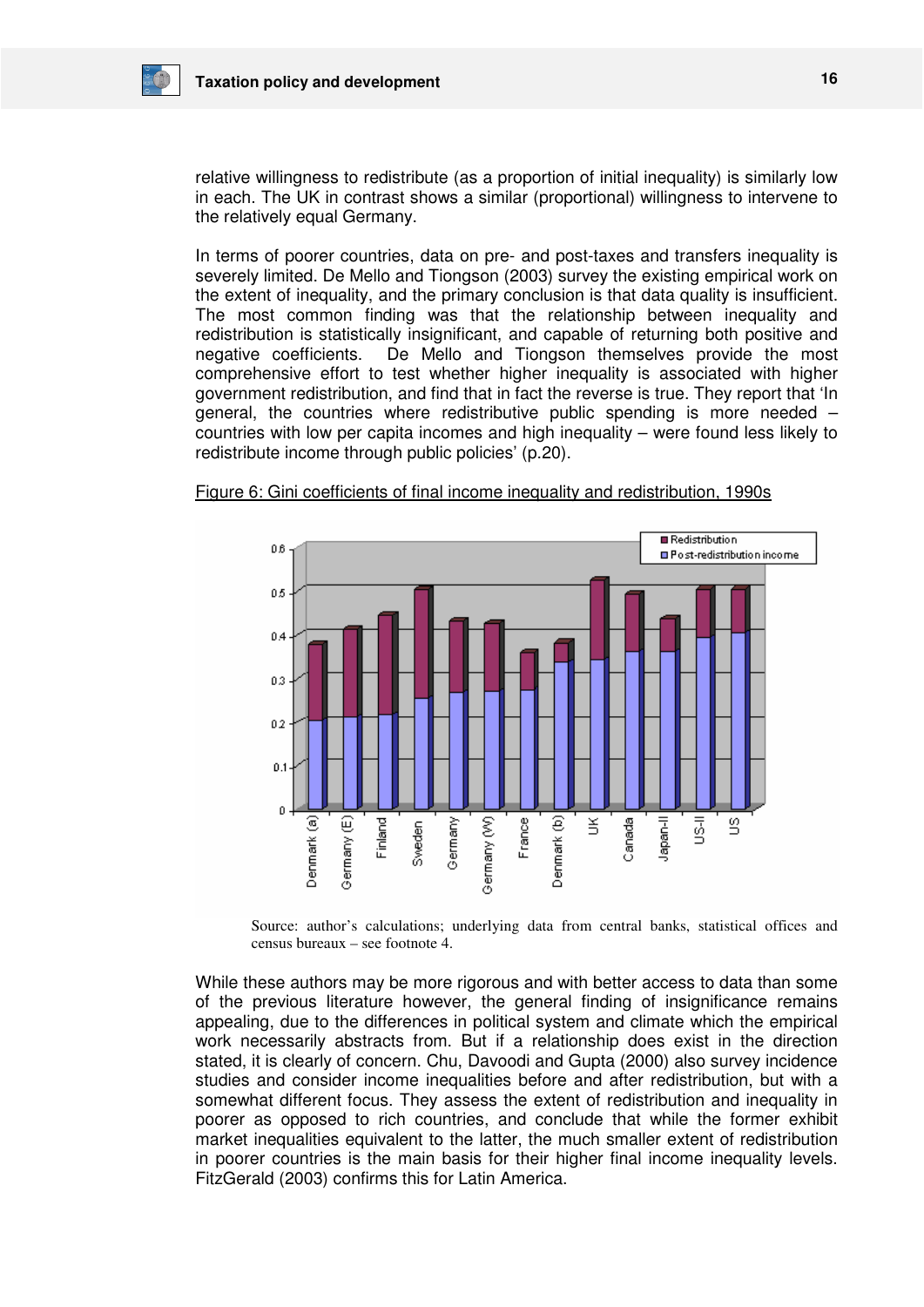relative willingness to redistribute (as a proportion of initial inequality) is similarly low in each. The UK in contrast shows a similar (proportional) willingness to intervene to the relatively equal Germany.

In terms of poorer countries, data on pre- and post-taxes and transfers inequality is severely limited. De Mello and Tiongson (2003) survey the existing empirical work on the extent of inequality, and the primary conclusion is that data quality is insufficient. The most common finding was that the relationship between inequality and redistribution is statistically insignificant, and capable of returning both positive and negative coefficients. De Mello and Tiongson themselves provide the most comprehensive effort to test whether higher inequality is associated with higher government redistribution, and find that in fact the reverse is true. They report that 'In general, the countries where redistributive public spending is more needed – countries with low per capita incomes and high inequality – were found less likely to redistribute income through public policies' (p.20).

Figure 6: Gini coefficients of final income inequality and redistribution, 1990s

Source: author's calculations; underlying data from central banks, statistical offices and census bureaux – see footnote 4.

While these authors may be more rigorous and with better access to data than some of the previous literature however, the general finding of insignificance remains appealing, due to the differences in political system and climate which the empirical work necessarily abstracts from. But if a relationship does exist in the direction stated, it is clearly of concern. Chu, Davoodi and Gupta (2000) also survey incidence studies and consider income inequalities before and after redistribution, but with a somewhat different focus. They assess the extent of redistribution and inequality in poorer as opposed to rich countries, and conclude that while the former exhibit market inequalities equivalent to the latter, the much smaller extent of redistribution in poorer countries is the main basis for their higher final income inequality levels. FitzGerald (2003) confirms this for Latin America.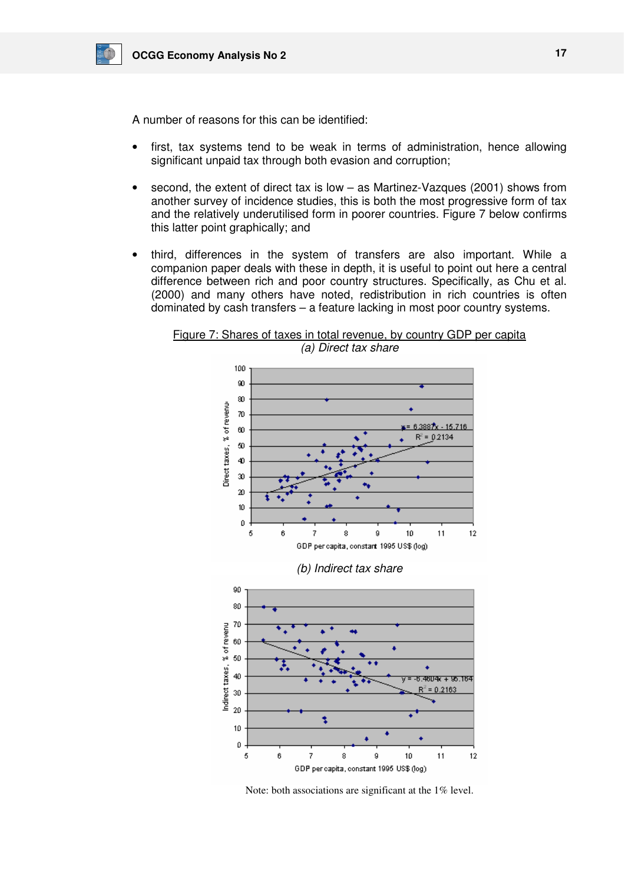A number of reasons for this can be identified:

- first, tax systems tend to be weak in terms of administration, hence allowing significant unpaid tax through both evasion and corruption;
- second, the extent of direct tax is low – as Martinez-Vazques (2001) shows from another survey of incidence studies, this is both the most progressive form of tax and the relatively underutilised form in poorer countries. Figure 7 below confirms this latter point graphically; and
- third, differences in the system of transfers are also important. While a companion paper deals with these in depth, it is useful to point out here a central difference between rich and poor country structures. Specifically, as Chu et al. (2000) and many others have noted, redistribution in rich countries is often dominated by cash transfers – a feature lacking in most poor country systems.

Figure 7: Shares of taxes in total revenue, by country GDP per capita

*(a) Direct tax share*

*(b) Indirect tax share*

Note: both associations are significant at the 1% level.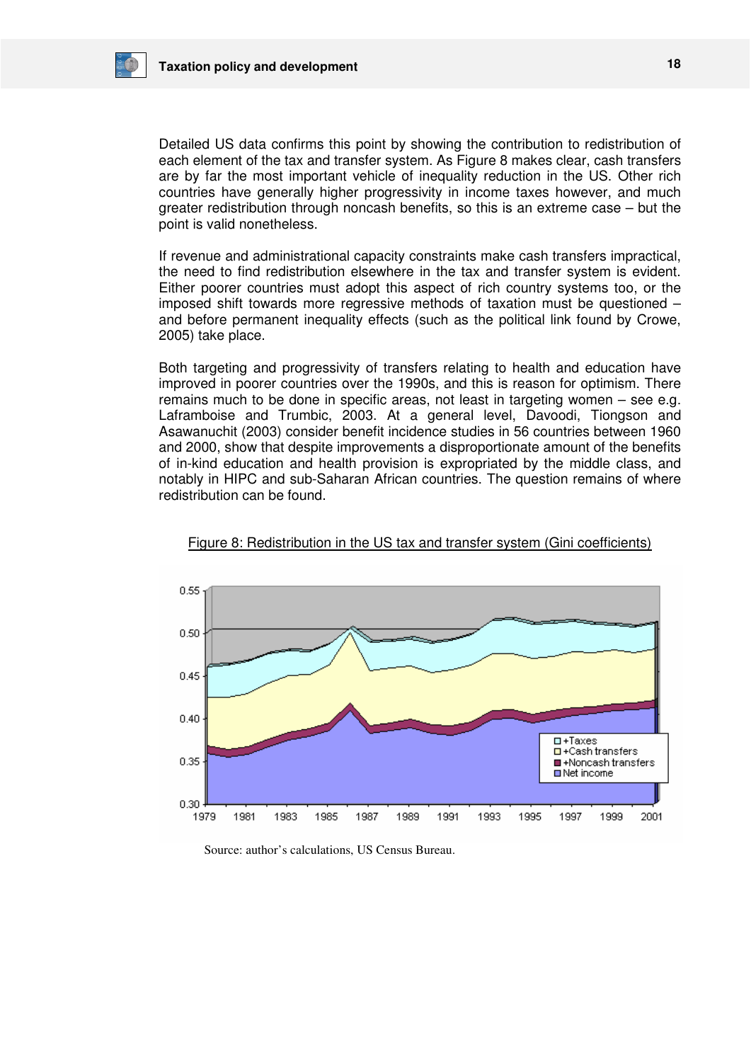Detailed US data confirms this point by showing the contribution to redistribution of each element of the tax and transfer system. As Figure 8 makes clear, cash transfers are by far the most important vehicle of inequality reduction in the US. Other rich countries have generally higher progressivity in income taxes however, and much greater redistribution through noncash benefits, so this is an extreme case – but the point is valid nonetheless.

If revenue and administrational capacity constraints make cash transfers impractical, the need to find redistribution elsewhere in the tax and transfer system is evident. Either poorer countries must adopt this aspect of rich country systems too, or the imposed shift towards more regressive methods of taxation must be questioned – and before permanent inequality effects (such as the political link found by Crowe, 2005) take place.

Both targeting and progressivity of transfers relating to health and education have improved in poorer countries over the 1990s, and this is reason for optimism. There remains much to be done in specific areas, not least in targeting women – see e.g. Laframboise and Trumbic, 2003. At a general level, Davoodi, Tiongson and Asawanuchit (2003) consider benefit incidence studies in 56 countries between 1960 and 2000, show that despite improvements a disproportionate amount of the benefits of in-kind education and health provision is expropriated by the middle class, and notably in HIPC and sub-Saharan African countries. The question remains of where redistribution can be found.

Figure 8: Redistribution in the US tax and transfer system (Gini coefficients)

Source: author's calculations, US Census Bureau.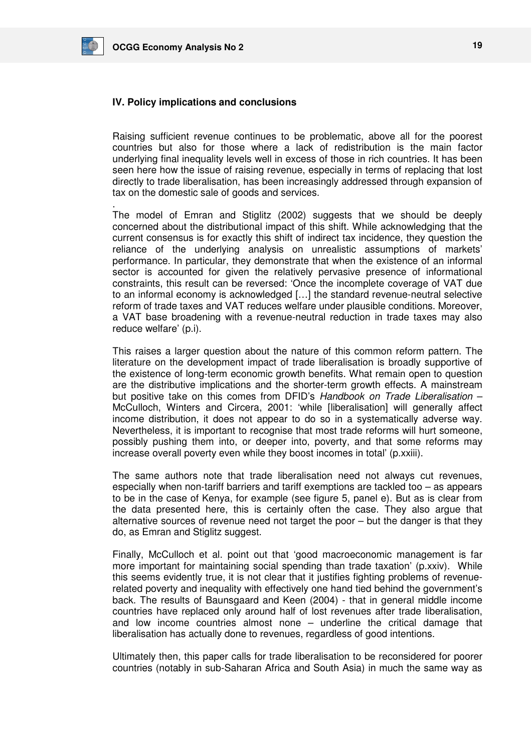## IV. Policy implications and conclusions

Raising sufficient revenue continues to be problematic, above all for the poorest countries but also for those where a lack of redistribution is the main factor underlying final inequality levels well in excess of those in rich countries. It has been seen here how the issue of raising revenue, especially in terms of replacing that lost directly to trade liberalisation, has been increasingly addressed through expansion of tax on the domestic sale of goods and services.

.

The model of Emran and Stiglitz (2002) suggests that we should be deeply concerned about the distributional impact of this shift. While acknowledging that the current consensus is for exactly this shift of indirect tax incidence, they question the reliance of the underlying analysis on unrealistic assumptions of markets' performance. In particular, they demonstrate that when the existence of an informal sector is accounted for given the relatively pervasive presence of informational constraints, this result can be reversed: 'Once the incomplete coverage of VAT due to an informal economy is acknowledged […] the standard revenue-neutral selective reform of trade taxes and VAT reduces welfare under plausible conditions. Moreover, a VAT base broadening with a revenue-neutral reduction in trade taxes may also reduce welfare' (p.i).

This raises a larger question about the nature of this common reform pattern. The literature on the development impact of trade liberalisation is broadly supportive of the existence of long-term economic growth benefits. What remain open to question are the distributive implications and the shorter-term growth effects. A mainstream but positive take on this comes from DFID's *Handbook on Trade Liberalisation* – McCulloch, Winters and Circera, 2001: 'while [liberalisation] will generally affect income distribution, it does not appear to do so in a systematically adverse way. Nevertheless, it is important to recognise that most trade reforms will hurt someone, possibly pushing them into, or deeper into, poverty, and that some reforms may increase overall poverty even while they boost incomes in total' (p.xxiii).

The same authors note that trade liberalisation need not always cut revenues, especially when non-tariff barriers and tariff exemptions are tackled too – as appears to be in the case of Kenya, for example (see figure 5, panel e). But as is clear from the data presented here, this is certainly often the case. They also argue that alternative sources of revenue need not target the poor – but the danger is that they do, as Emran and Stiglitz suggest.

Finally, McCulloch et al. point out that 'good macroeconomic management is far more important for maintaining social spending than trade taxation' (p.xxiv). While this seems evidently true, it is not clear that it justifies fighting problems of revenue-related poverty and inequality with effectively one hand tied behind the government's back. The results of Baunsgaard and Keen (2004) - that in general middle income countries have replaced only around half of lost revenues after trade liberalisation, and low income countries almost none – underline the critical damage that liberalisation has actually done to revenues, regardless of good intentions.

Ultimately then, this paper calls for trade liberalisation to be reconsidered for poorer countries (notably in sub-Saharan Africa and South Asia) in much the same way as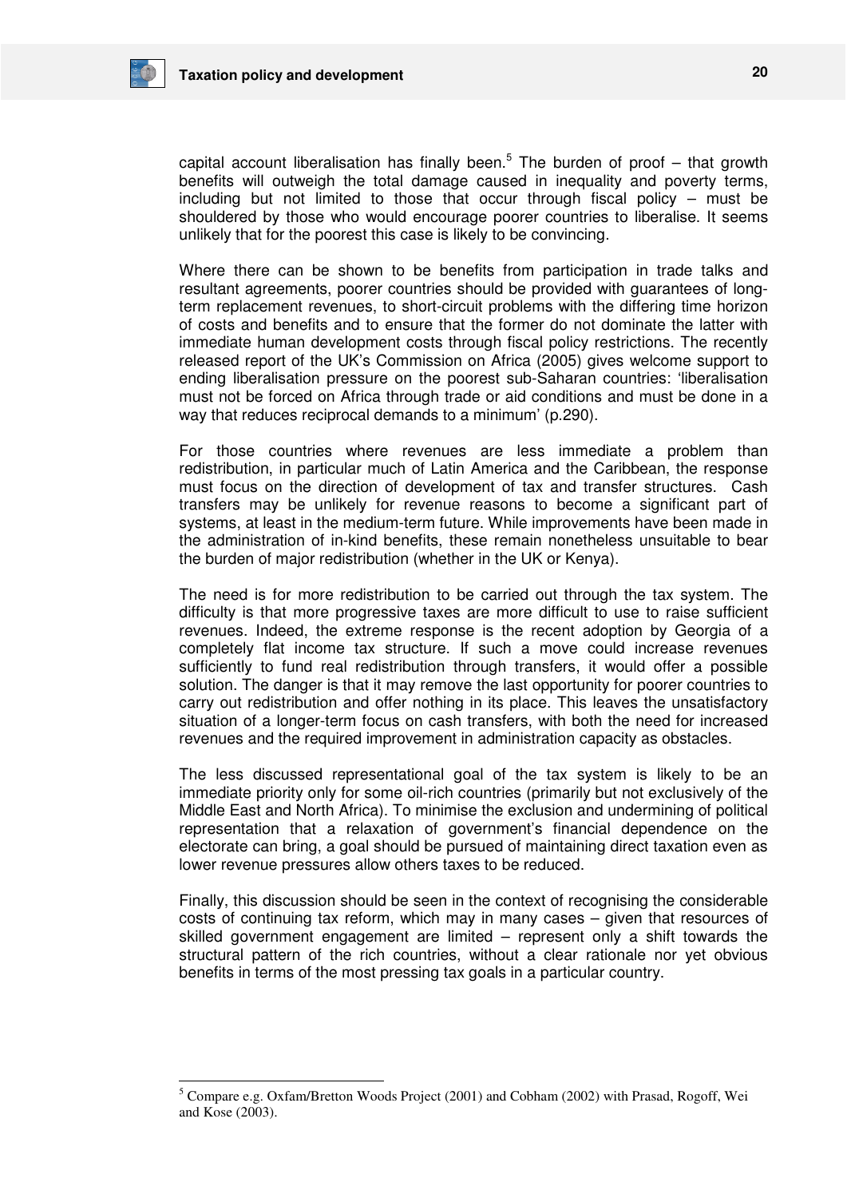capital account liberalisation has finally been.[5] The burden of proof – that growth benefits will outweigh the total damage caused in inequality and poverty terms, including but not limited to those that occur through fiscal policy – must be shouldered by those who would encourage poorer countries to liberalise. It seems unlikely that for the poorest this case is likely to be convincing.

Where there can be shown to be benefits from participation in trade talks and resultant agreements, poorer countries should be provided with guarantees of long-term replacement revenues, to short-circuit problems with the differing time horizon of costs and benefits and to ensure that the former do not dominate the latter with immediate human development costs through fiscal policy restrictions. The recently released report of the UK's Commission on Africa (2005) gives welcome support to ending liberalisation pressure on the poorest sub-Saharan countries: 'liberalisation must not be forced on Africa through trade or aid conditions and must be done in a way that reduces reciprocal demands to a minimum' (p.290).

For those countries where revenues are less immediate a problem than redistribution, in particular much of Latin America and the Caribbean, the response must focus on the direction of development of tax and transfer structures. Cash transfers may be unlikely for revenue reasons to become a significant part of systems, at least in the medium-term future. While improvements have been made in the administration of in-kind benefits, these remain nonetheless unsuitable to bear the burden of major redistribution (whether in the UK or Kenya).

The need is for more redistribution to be carried out through the tax system. The difficulty is that more progressive taxes are more difficult to use to raise sufficient revenues. Indeed, the extreme response is the recent adoption by Georgia of a completely flat income tax structure. If such a move could increase revenues sufficiently to fund real redistribution through transfers, it would offer a possible solution. The danger is that it may remove the last opportunity for poorer countries to carry out redistribution and offer nothing in its place. This leaves the unsatisfactory situation of a longer-term focus on cash transfers, with both the need for increased revenues and the required improvement in administration capacity as obstacles.

The less discussed representational goal of the tax system is likely to be an immediate priority only for some oil-rich countries (primarily but not exclusively of the Middle East and North Africa). To minimise the exclusion and undermining of political representation that a relaxation of government's financial dependence on the electorate can bring, a goal should be pursued of maintaining direct taxation even as lower revenue pressures allow others taxes to be reduced.

Finally, this discussion should be seen in the context of recognising the considerable costs of continuing tax reform, which may in many cases – given that resources of skilled government engagement are limited – represent only a shift towards the structural pattern of the rich countries, without a clear rationale nor yet obvious benefits in terms of the most pressing tax goals in a particular country.

---

[5] Compare e.g. Oxfam/Bretton Woods Project (2001) and Cobham (2002) with Prasad, Rogoff, Wei and Kose (2003).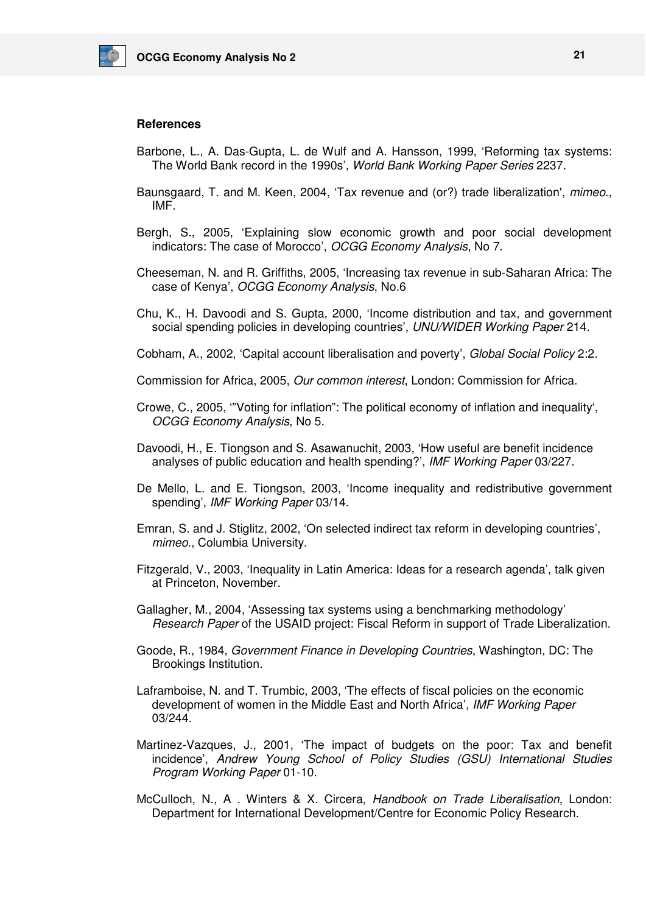## References

Barbone, L., A. Das-Gupta, L. de Wulf and A. Hansson, 1999, 'Reforming tax systems: The World Bank record in the 1990s', *World Bank Working Paper Series* 2237.

Baunsgaard, T. and M. Keen, 2004, 'Tax revenue and (or?) trade liberalization', *mimeo*., IMF.

Bergh, S., 2005, 'Explaining slow economic growth and poor social development indicators: The case of Morocco', *OCGG Economy Analysis*, No 7.

Cheeseman, N. and R. Griffiths, 2005, 'Increasing tax revenue in sub-Saharan Africa: The case of Kenya', *OCGG Economy Analysis*, No.6

Chu, K., H. Davoodi and S. Gupta, 2000, 'Income distribution and tax, and government social spending policies in developing countries', *UNU/WIDER Working Paper* 214.

Cobham, A., 2002, 'Capital account liberalisation and poverty', *Global Social Policy* 2:2.

Commission for Africa, 2005, *Our common interest*, London: Commission for Africa.

Crowe, C., 2005, '"Voting for inflation": The political economy of inflation and inequality', *OCGG Economy Analysis*, No 5.

Davoodi, H., E. Tiongson and S. Asawanuchit, 2003, 'How useful are benefit incidence analyses of public education and health spending?', *IMF Working Paper* 03/227.

De Mello, L. and E. Tiongson, 2003, 'Income inequality and redistributive government spending', *IMF Working Paper* 03/14.

Emran, S. and J. Stiglitz, 2002, 'On selected indirect tax reform in developing countries', *mimeo*., Columbia University.

Fitzgerald, V., 2003, 'Inequality in Latin America: Ideas for a research agenda', talk given at Princeton, November.

Gallagher, M., 2004, 'Assessing tax systems using a benchmarking methodology' *Research Paper* of the USAID project: Fiscal Reform in support of Trade Liberalization.

Goode, R., 1984, *Government Finance in Developing Countries*, Washington, DC: The Brookings Institution.

Laframboise, N. and T. Trumbic, 2003, 'The effects of fiscal policies on the economic development of women in the Middle East and North Africa', *IMF Working Paper* 03/244.

Martinez-Vazques, J., 2001, 'The impact of budgets on the poor: Tax and benefit incidence', *Andrew Young School of Policy Studies (GSU) International Studies Program Working Paper* 01-10.

McCulloch, N., A . Winters & X. Circera, *Handbook on Trade Liberalisation*, London: Department for International Development/Centre for Economic Policy Research.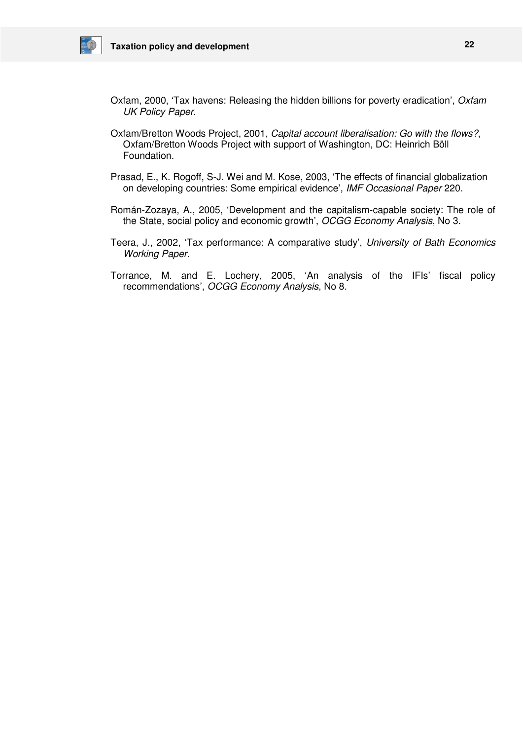Oxfam, 2000, 'Tax havens: Releasing the hidden billions for poverty eradication', *Oxfam UK Policy Paper*.

Oxfam/Bretton Woods Project, 2001, *Capital account liberalisation: Go with the flows?*, Oxfam/Bretton Woods Project with support of Washington, DC: Heinrich Böll Foundation.

Prasad, E., K. Rogoff, S-J. Wei and M. Kose, 2003, 'The effects of financial globalization on developing countries: Some empirical evidence', *IMF Occasional Paper* 220.

Román-Zozaya, A., 2005, 'Development and the capitalism-capable society: The role of the State, social policy and economic growth', *OCGG Economy Analysis*, No 3.

Teera, J., 2002, 'Tax performance: A comparative study', *University of Bath Economics Working Paper*.

Torrance, M. and E. Lochery, 2005, 'An analysis of the IFIs' fiscal policy recommendations', *OCGG Economy Analysis*, No 8.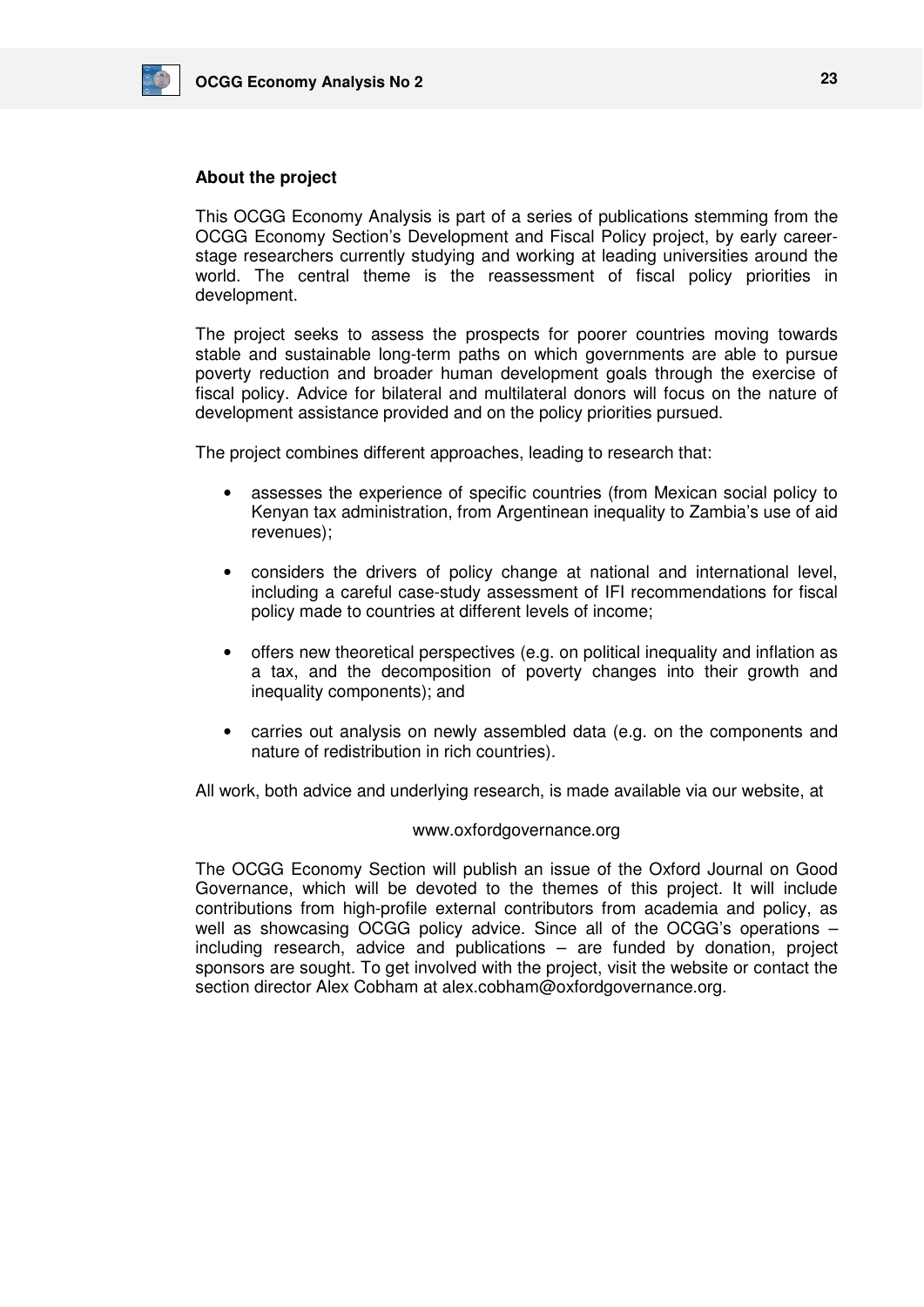## About the project

This OCGG Economy Analysis is part of a series of publications stemming from the OCGG Economy Section's Development and Fiscal Policy project, by early career-stage researchers currently studying and working at leading universities around the world. The central theme is the reassessment of fiscal policy priorities in development.

The project seeks to assess the prospects for poorer countries moving towards stable and sustainable long-term paths on which governments are able to pursue poverty reduction and broader human development goals through the exercise of fiscal policy. Advice for bilateral and multilateral donors will focus on the nature of development assistance provided and on the policy priorities pursued.

The project combines different approaches, leading to research that:

- assesses the experience of specific countries (from Mexican social policy to Kenyan tax administration, from Argentinean inequality to Zambia's use of aid revenues);
- considers the drivers of policy change at national and international level, including a careful case-study assessment of IFI recommendations for fiscal policy made to countries at different levels of income;
- offers new theoretical perspectives (e.g. on political inequality and inflation as a tax, and the decomposition of poverty changes into their growth and inequality components); and
- carries out analysis on newly assembled data (e.g. on the components and nature of redistribution in rich countries).

All work, both advice and underlying research, is made available via our website, at

www.oxfordgovernance.org

The OCGG Economy Section will publish an issue of the Oxford Journal on Good Governance, which will be devoted to the themes of this project. It will include contributions from high-profile external contributors from academia and policy, as well as showcasing OCGG policy advice. Since all of the OCGG's operations – including research, advice and publications – are funded by donation, project sponsors are sought. To get involved with the project, visit the website or contact the section director Alex Cobham at alex.cobham@oxfordgovernance.org.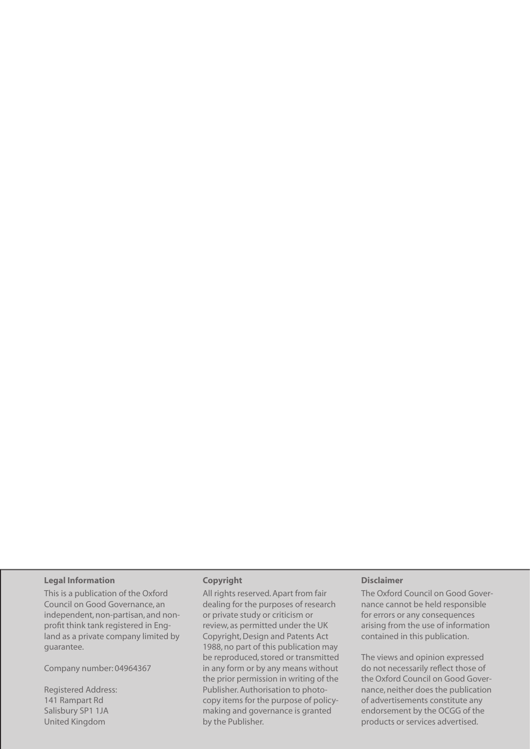### Legal Information

This is a publication of the Oxford Council on Good Governance, an independent, non-partisan, and non-profit think tank registered in England as a private company limited by guarantee.

Company number: 04964367

Registered Address:
141 Rampart Rd
Salisbury SP1 1JA
United Kingdom

### Copyright

All rights reserved. Apart from fair dealing for the purposes of research or private study or criticism or review, as permitted under the UK Copyright, Design and Patents Act 1988, no part of this publication may be reproduced, stored or transmitted in any form or by any means without the prior permission in writing of the Publisher. Authorisation to photocopy items for the purpose of policy-making and governance is granted by the Publisher.

### Disclaimer

The Oxford Council on Good Governance cannot be held responsible for errors or any consequences arising from the use of information contained in this publication.

The views and opinion expressed do not necessarily reflect those of the Oxford Council on Good Governance, neither does the publication of advertisements constitute any endorsement by the OCGG of the products or services advertised.